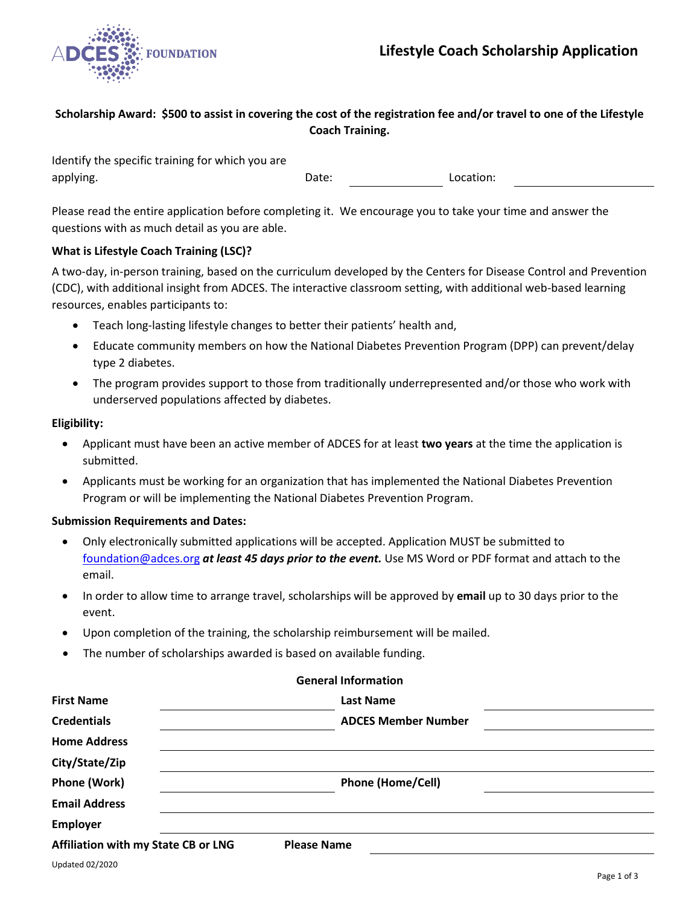ADCES FOUNDATION

# Lifestyle Coach Scholarship Application

**Scholarship Award: $500 to assist in covering the cost of the registration fee and/or travel to one of the Lifestyle Coach Training.**

Identify the specific training for which you are applying. Date: ______________ Location: ____________________

Please read the entire application before completing it. We encourage you to take your time and answer the questions with as much detail as you are able.

**What is Lifestyle Coach Training (LSC)?**

A two-day, in-person training, based on the curriculum developed by the Centers for Disease Control and Prevention (CDC), with additional insight from ADCES. The interactive classroom setting, with additional web-based learning resources, enables participants to:

- Teach long-lasting lifestyle changes to better their patients' health and,
- Educate community members on how the National Diabetes Prevention Program (DPP) can prevent/delay type 2 diabetes.
- The program provides support to those from traditionally underrepresented and/or those who work with underserved populations affected by diabetes.

**Eligibility:**

- Applicant must have been an active member of ADCES for at least **two years** at the time the application is submitted.
- Applicants must be working for an organization that has implemented the National Diabetes Prevention Program or will be implementing the National Diabetes Prevention Program.

**Submission Requirements and Dates:**

- Only electronically submitted applications will be accepted. Application MUST be submitted to foundation@adces.org ***at least 45 days prior to the event.*** Use MS Word or PDF format and attach to the email.
- In order to allow time to arrange travel, scholarships will be approved by **email** up to 30 days prior to the event.
- Upon completion of the training, the scholarship reimbursement will be mailed.
- The number of scholarships awarded is based on available funding.

**General Information**

| | | | |
|---|---|---|---|
| **First Name** | | **Last Name** | |
| **Credentials** | | **ADCES Member Number** | |
| **Home Address** | | | |
| **City/State/Zip** | | | |
| **Phone (Work)** | | **Phone (Home/Cell)** | |
| **Email Address** | | | |
| **Employer** | | | |
| **Affiliation with my State CB or LNG** | | **Please Name** | |

Updated 02/2020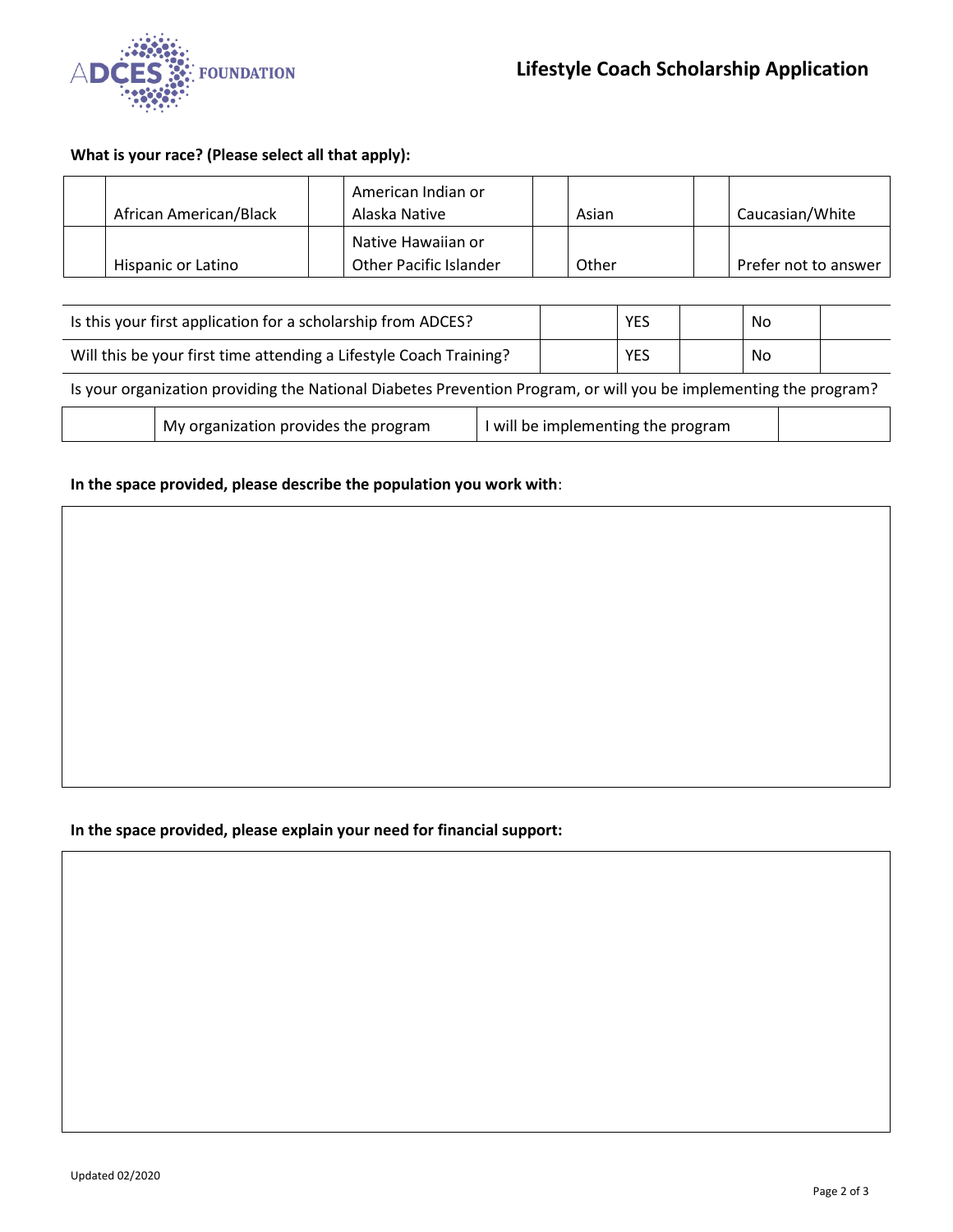**What is your race? (Please select all that apply):**

| | | | | | | | |
|---|---|---|---|---|---|---|---|
| | African American/Black | | American Indian or Alaska Native | | Asian | | Caucasian/White |
| | Hispanic or Latino | | Native Hawaiian or Other Pacific Islander | | Other | | Prefer not to answer |

| | | | | | |
|---|---|---|---|---|---|
| Is this your first application for a scholarship from ADCES? | | YES | | No | |
| Will this be your first time attending a Lifestyle Coach Training? | | YES | | No | |

Is your organization providing the National Diabetes Prevention Program, or will you be implementing the program?

| | | | |
|---|---|---|---|
| | My organization provides the program | I will be implementing the program | |

**In the space provided, please describe the population you work with**:

**In the space provided, please explain your need for financial support:**

Updated 02/2020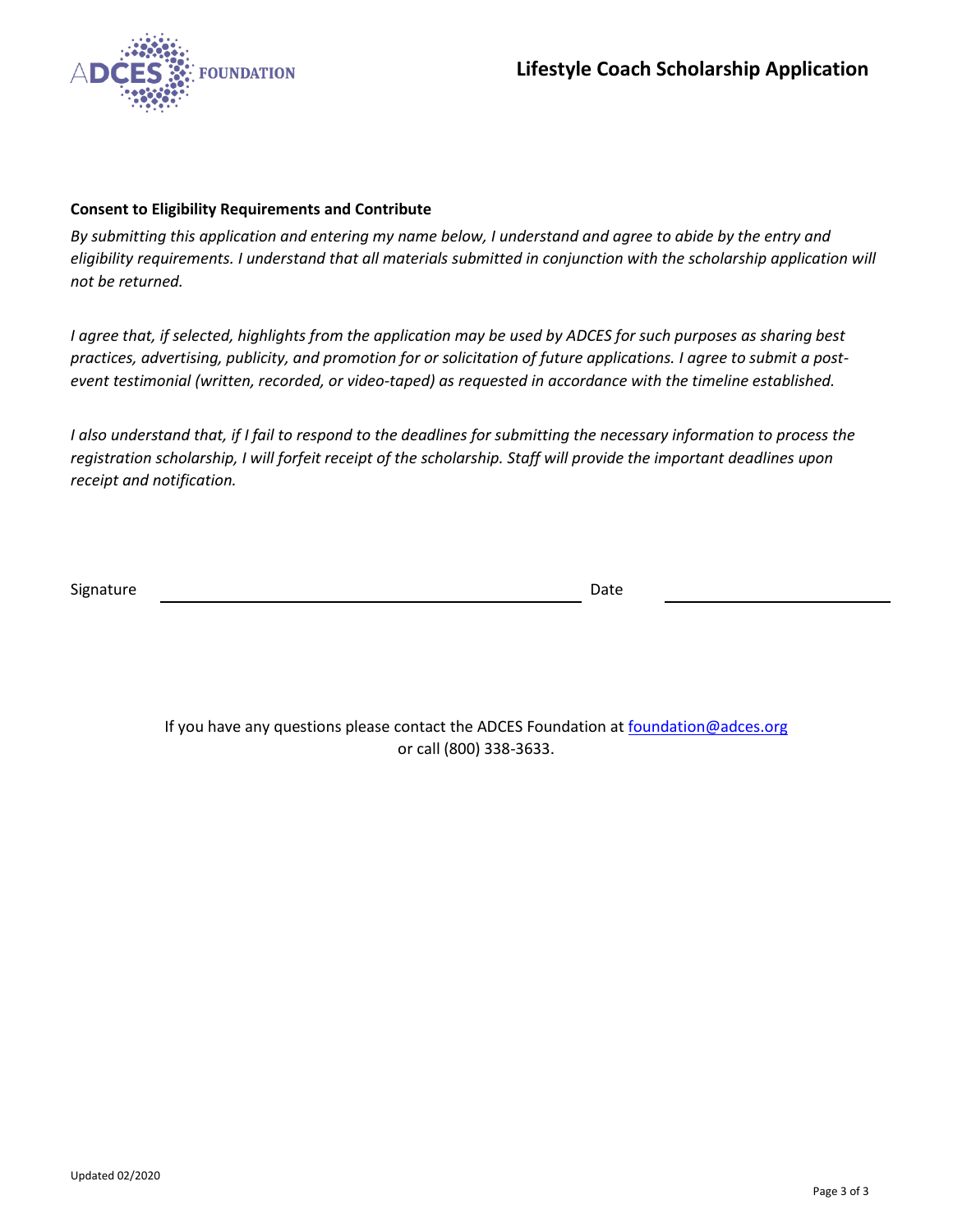**Consent to Eligibility Requirements and Contribute**

*By submitting this application and entering my name below, I understand and agree to abide by the entry and eligibility requirements. I understand that all materials submitted in conjunction with the scholarship application will not be returned.*

*I agree that, if selected, highlights from the application may be used by ADCES for such purposes as sharing best practices, advertising, publicity, and promotion for or solicitation of future applications. I agree to submit a post-event testimonial (written, recorded, or video-taped) as requested in accordance with the timeline established.*

*I also understand that, if I fail to respond to the deadlines for submitting the necessary information to process the registration scholarship, I will forfeit receipt of the scholarship. Staff will provide the important deadlines upon receipt and notification.*

Signature \_\_\_\_\_\_\_\_\_\_\_\_\_\_\_\_\_\_\_\_\_\_\_\_\_\_\_\_\_\_\_\_\_\_\_\_\_\_ Date \_\_\_\_\_\_\_\_\_\_\_\_\_\_\_\_\_\_\_\_

If you have any questions please contact the ADCES Foundation at foundation@adces.org or call (800) 338-3633.

Updated 02/2020